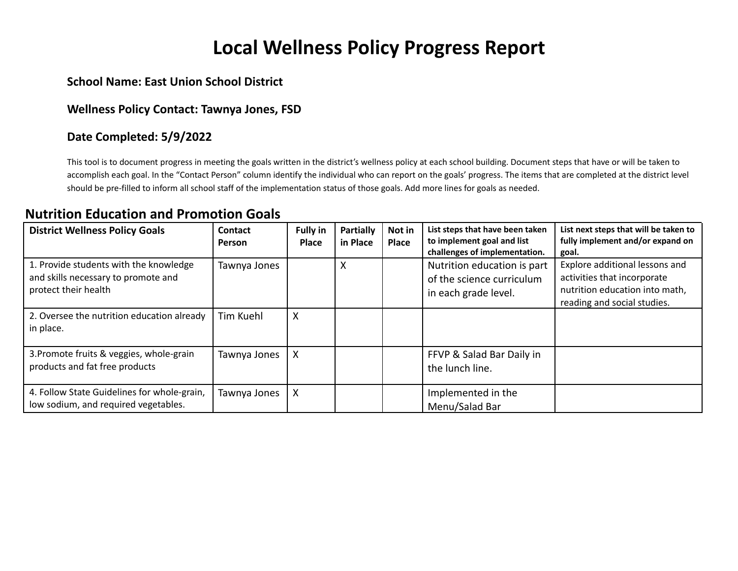# Local Wellness Policy Progress Report

**School Name: East Union School District**

**Wellness Policy Contact: Tawnya Jones, FSD**

**Date Completed: 5/9/2022**

This tool is to document progress in meeting the goals written in the district's wellness policy at each school building. Document steps that have or will be taken to accomplish each goal. In the "Contact Person" column identify the individual who can report on the goals' progress. The items that are completed at the district level should be pre-filled to inform all school staff of the implementation status of those goals. Add more lines for goals as needed.

## Nutrition Education and Promotion Goals

| District Wellness Policy Goals | Contact Person | Fully in Place | Partially in Place | Not in Place | List steps that have been taken to implement goal and list challenges of implementation. | List next steps that will be taken to fully implement and/or expand on goal. |
|---|---|---|---|---|---|---|
| 1. Provide students with the knowledge and skills necessary to promote and protect their health | Tawnya Jones | | X | | Nutrition education is part of the science curriculum in each grade level. | Explore additional lessons and activities that incorporate nutrition education into math, reading and social studies. |
| 2. Oversee the nutrition education already in place. | Tim Kuehl | X | | | | |
| 3.Promote fruits & veggies, whole-grain products and fat free products | Tawnya Jones | X | | | FFVP & Salad Bar Daily in the lunch line. | |
| 4. Follow State Guidelines for whole-grain, low sodium, and required vegetables. | Tawnya Jones | X | | | Implemented in the Menu/Salad Bar | |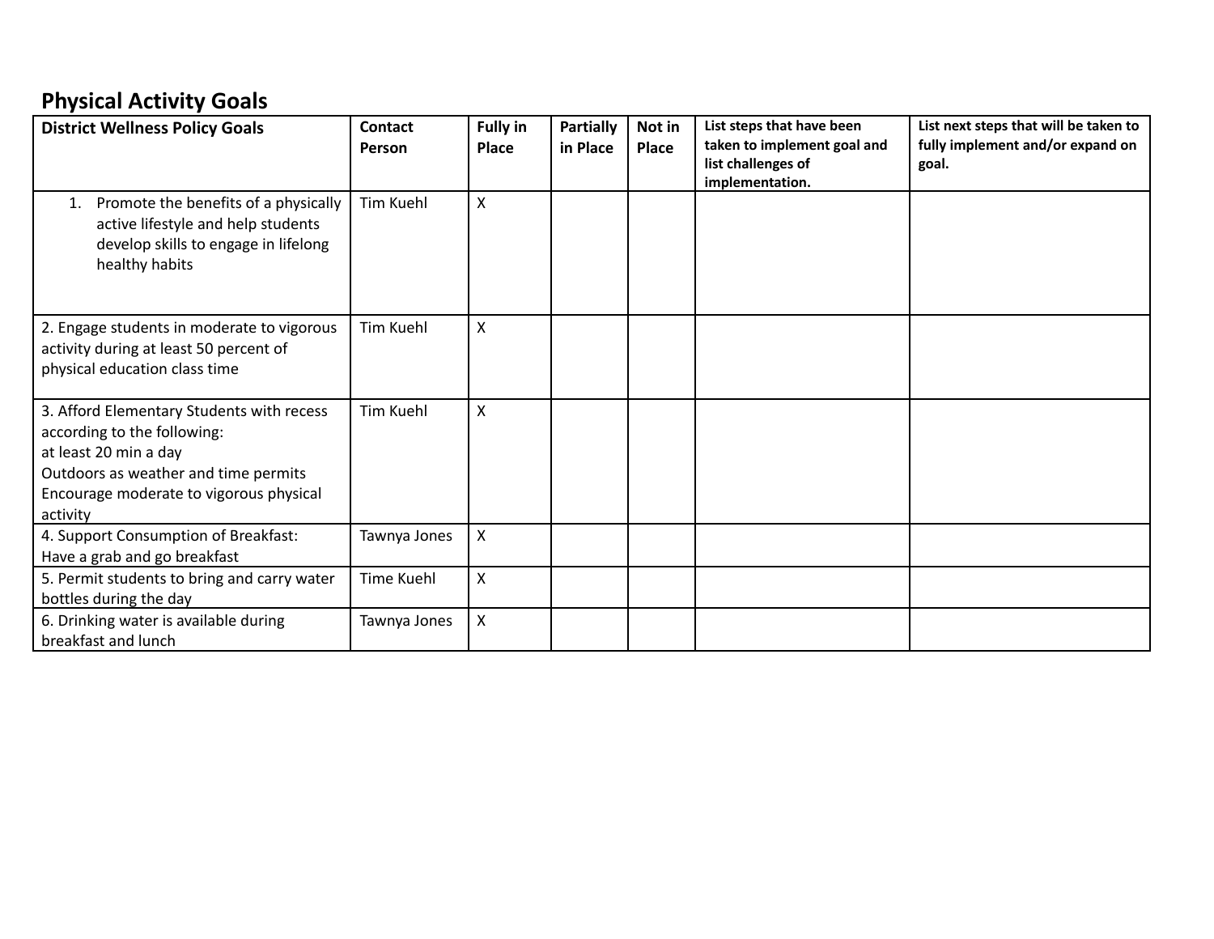## Physical Activity Goals

| District Wellness Policy Goals | Contact Person | Fully in Place | Partially in Place | Not in Place | List steps that have been taken to implement goal and list challenges of implementation. | List next steps that will be taken to fully implement and/or expand on goal. |
|---|---|---|---|---|---|---|
| 1. Promote the benefits of a physically active lifestyle and help students develop skills to engage in lifelong healthy habits | Tim Kuehl | X | | | | |
| 2. Engage students in moderate to vigorous activity during at least 50 percent of physical education class time | Tim Kuehl | X | | | | |
| 3. Afford Elementary Students with recess according to the following:<br>at least 20 min a day<br>Outdoors as weather and time permits<br>Encourage moderate to vigorous physical activity | Tim Kuehl | X | | | | |
| 4. Support Consumption of Breakfast:<br>Have a grab and go breakfast | Tawnya Jones | X | | | | |
| 5. Permit students to bring and carry water bottles during the day | Time Kuehl | X | | | | |
| 6. Drinking water is available during breakfast and lunch | Tawnya Jones | X | | | | |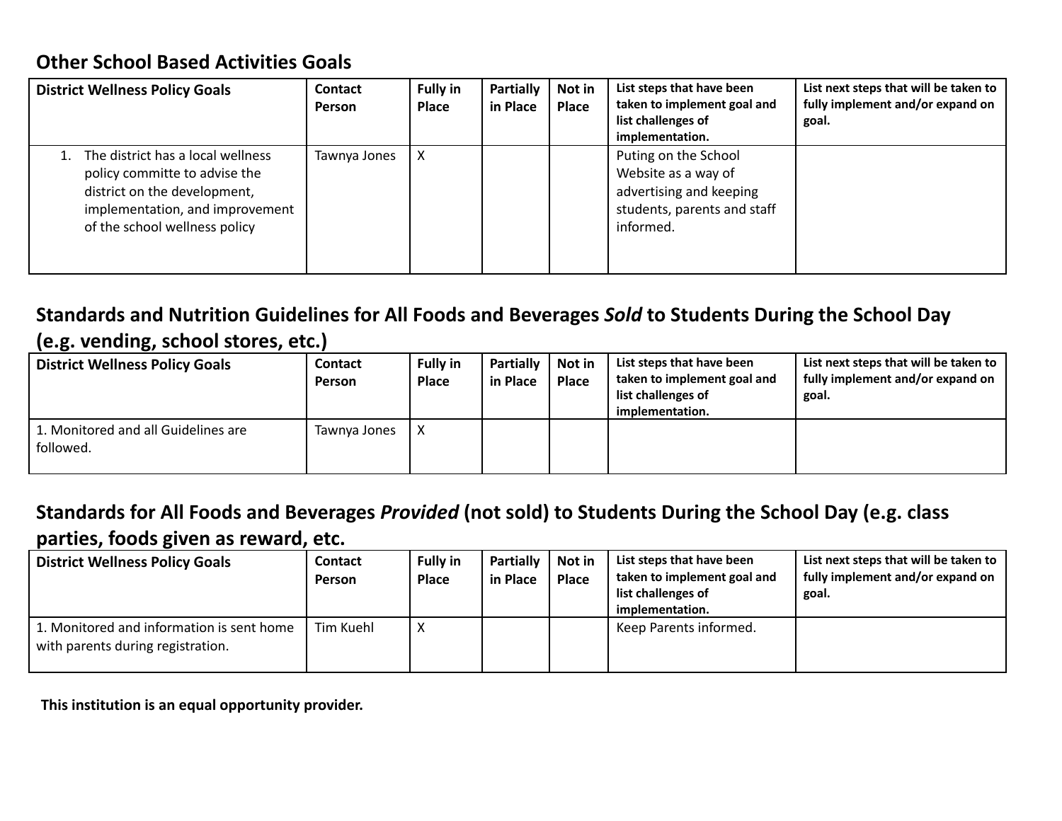## Other School Based Activities Goals

| District Wellness Policy Goals | Contact Person | Fully in Place | Partially in Place | Not in Place | List steps that have been taken to implement goal and list challenges of implementation. | List next steps that will be taken to fully implement and/or expand on goal. |
|---|---|---|---|---|---|---|
| 1. The district has a local wellness policy committe to advise the district on the development, implementation, and improvement of the school wellness policy | Tawnya Jones | X | | | Puting on the School Website as a way of advertising and keeping students, parents and staff informed. | |

## Standards and Nutrition Guidelines for All Foods and Beverages *Sold* to Students During the School Day (e.g. vending, school stores, etc.)

| District Wellness Policy Goals | Contact Person | Fully in Place | Partially in Place | Not in Place | List steps that have been taken to implement goal and list challenges of implementation. | List next steps that will be taken to fully implement and/or expand on goal. |
|---|---|---|---|---|---|---|
| 1. Monitored and all Guidelines are followed. | Tawnya Jones | X | | | | |

## Standards for All Foods and Beverages *Provided* (not sold) to Students During the School Day (e.g. class parties, foods given as reward, etc.

| District Wellness Policy Goals | Contact Person | Fully in Place | Partially in Place | Not in Place | List steps that have been taken to implement goal and list challenges of implementation. | List next steps that will be taken to fully implement and/or expand on goal. |
|---|---|---|---|---|---|---|
| 1. Monitored and information is sent home with parents during registration. | Tim Kuehl | X | | | Keep Parents informed. | |

**This institution is an equal opportunity provider.**